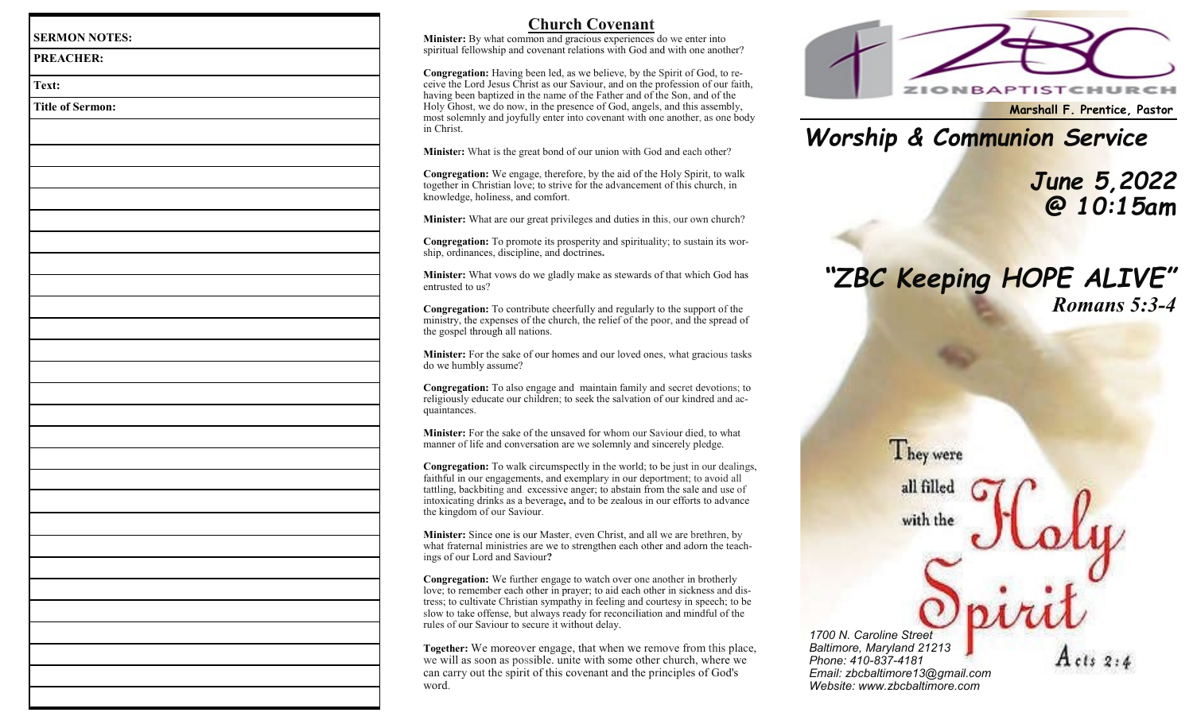**SERMON NOTES:**

**PREACHER:**

**Text:**

**Title of Sermon:**

## Church Covenant

**Minister:** By what common and gracious experiences do we enter into spiritual fellowship and covenant relations with God and with one another?

**Congregation:** Having been led, as we believe, by the Spirit of God, to receive the Lord Jesus Christ as our Saviour, and on the profession of our faith, having been baptized in the name of the Father and of the Son, and of the Holy Ghost, we do now, in the presence of God, angels, and this assembly, most solemnly and joyfully enter into covenant with one another, as one body in Christ.

**Minister:** What is the great bond of our union with God and each other?

**Congregation:** We engage, therefore, by the aid of the Holy Spirit, to walk together in Christian love; to strive for the advancement of this church, in knowledge, holiness, and comfort.

**Minister:** What are our great privileges and duties in this, our own church?

**Congregation:** To promote its prosperity and spirituality; to sustain its worship, ordinances, discipline, and doctrines**.**

**Minister:** What vows do we gladly make as stewards of that which God has entrusted to us?

**Congregation:** To contribute cheerfully and regularly to the support of the ministry, the expenses of the church, the relief of the poor, and the spread of the gospel through all nations.

**Minister:** For the sake of our homes and our loved ones, what gracious tasks do we humbly assume?

**Congregation:** To also engage and maintain family and secret devotions; to religiously educate our children; to seek the salvation of our kindred and acquaintances.

**Minister:** For the sake of the unsaved for whom our Saviour died, to what manner of life and conversation are we solemnly and sincerely pledge.

**Congregation:** To walk circumspectly in the world; to be just in our dealings, faithful in our engagements, and exemplary in our deportment; to avoid all tattling, backbiting and excessive anger; to abstain from the sale and use of intoxicating drinks as a beverage**,** and to be zealous in our efforts to advance the kingdom of our Saviour.

**Minister:** Since one is our Master, even Christ, and all we are brethren, by what fraternal ministries are we to strengthen each other and adorn the teachings of our Lord and Saviour**?**

**Congregation:** We further engage to watch over one another in brotherly love; to remember each other in prayer; to aid each other in sickness and distress; to cultivate Christian sympathy in feeling and courtesy in speech; to be slow to take offense, but always ready for reconciliation and mindful of the rules of our Saviour to secure it without delay.

**Together:** We moreover engage, that when we remove from this place, we will as soon as possible. unite with some other church, where we can carry out the spirit of this covenant and the principles of God's word.

ZBC

ZIONBAPTISTCHURCH

**Marshall F. Prentice, Pastor**

# *Worship & Communion Service*

***June 5,2022***
***@ 10:15am***

## *"ZBC Keeping HOPE ALIVE"*

***Romans 5:3-4***

They were all filled with the Holy Spirit

Acts 2:4

*1700 N. Caroline Street*
*Baltimore, Maryland 21213*
*Phone: 410-837-4181*
*Email: zbcbaltimore13@gmail.com*
*Website: www.zbcbaltimore.com*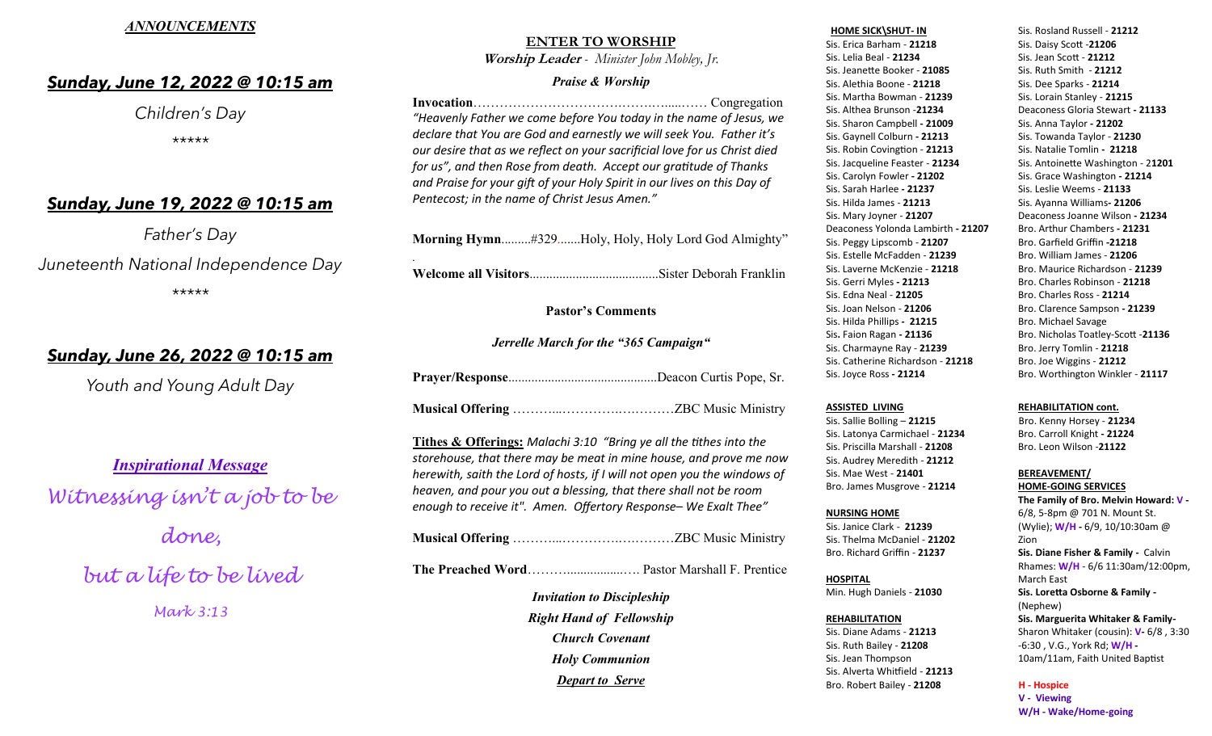***ANNOUNCEMENTS***

## ***Sunday, June 12, 2022 @ 10:15 am***

*Children's Day*

\*\*\*\*\*

## ***Sunday, June 19, 2022 @ 10:15 am***

*Father's Day*

*Juneteenth National Independence Day*

\*\*\*\*\*

## ***Sunday, June 26, 2022 @ 10:15 am***

*Youth and Young Adult Day*

***Inspirational Message***

*Witnessing isn't a job to be done,*

*but a life to be lived*

*Mark 3:13*

## ENTER TO WORSHIP

***Worship Leader** - Minister John Mobley, Jr.*

***Praise & Worship***

**Invocation**……………………………………......…… Congregation

*"Heavenly Father we come before You today in the name of Jesus, we declare that You are God and earnestly we will seek You. Father it's our desire that as we reflect on your sacrificial love for us Christ died for us", and then Rose from death. Accept our gratitude of Thanks and Praise for your gift of your Holy Spirit in our lives on this Day of Pentecost; in the name of Christ Jesus Amen."*

**Morning Hymn**.........#329.......Holy, Holy, Holy Lord God Almighty"

**Welcome all Visitors**.......................................Sister Deborah Franklin

**Pastor's Comments**

*Jerrelle March for the "365 Campaign"*

**Prayer/Response**.............................................Deacon Curtis Pope, Sr.

**Musical Offering** ………...……………………ZBC Music Ministry

**Tithes & Offerings:** *Malachi 3:10 "Bring ye all the tithes into the storehouse, that there may be meat in mine house, and prove me now herewith, saith the Lord of hosts, if I will not open you the windows of heaven, and pour you out a blessing, that there shall not be room enough to receive it". Amen. Offertory Response– We Exalt Thee"*

**Musical Offering** ………...……………………ZBC Music Ministry

**The Preached Word**………................…. Pastor Marshall F. Prentice

***Invitation to Discipleship***

***Right Hand of Fellowship***

***Church Covenant***

***Holy Communion***

***Depart to Serve***

**HOME SICK\SHUT- IN**

Sis. Erica Barham - **21218**
Sis. Lelia Beal - **21234**
Sis. Jeanette Booker - **21085**
Sis. Alethia Boone - **21218**
Sis. Martha Bowman - **21239**
Sis. Althea Brunson -**21234**
Sis. Sharon Campbell **- 21009**
Sis. Gaynell Colburn **- 21213**
Sis. Robin Covington - **21213**
Sis. Jacqueline Feaster - **21234**
Sis. Carolyn Fowler **- 21202**
Sis. Sarah Harlee **- 21237**
Sis. Hilda James - **21213**
Sis. Mary Joyner - **21207**
Deaconess Yolonda Lambirth **- 21207**
Sis. Peggy Lipscomb - **21207**
Sis. Estelle McFadden - **21239**
Sis. Laverne McKenzie - **21218**
Sis. Gerri Myles **- 21213**
Sis. Edna Neal - **21205**
Sis. Joan Nelson - **21206**
Sis. Hilda Phillips **- 21215**
Sis. Faion Ragan **- 21136**
Sis. Charmayne Ray - **21239**
Sis. Catherine Richardson - **21218**
Sis. Joyce Ross **- 21214**
Sis. Rosland Russell - **21212**
Sis. Daisy Scott -**21206**
Sis. Jean Scott - **21212**
Sis. Ruth Smith - **21212**
Sis. Dee Sparks - **21214**
Sis. Lorain Stanley - **21215**
Deaconess Gloria Stewart **- 21133**
Sis. Anna Taylor **- 21202**
Sis. Towanda Taylor - **21230**
Sis. Natalie Tomlin **- 21218**
Sis. Antoinette Washington - 2**1201**
Sis. Grace Washington **- 21214**
Sis. Leslie Weems - **21133**
Sis. Ayanna Williams**- 21206**
Deaconess Joanne Wilson **- 21234**
Bro. Arthur Chambers **- 21231**
Bro. Garfield Griffin **-21218**
Bro. William James - **21206**
Bro. Maurice Richardson - **21239**
Bro. Charles Robinson - **21218**
Bro. Charles Ross - **21214**
Bro. Clarence Sampson **- 21239**
Bro. Michael Savage
Bro. Nicholas Toatley-Scott -**21136**
Bro. Jerry Tomlin - **21218**
Bro. Joe Wiggins - **21212**
Bro. Worthington Winkler - **21117**

**ASSISTED LIVING**

Sis. Sallie Bolling – **21215**
Sis. Latonya Carmichael - **21234**
Sis. Priscilla Marshall - **21208**
Sis. Audrey Meredith - **21212**
Sis. Mae West - **21401**
Bro. James Musgrove - **21214**

**NURSING HOME**

Sis. Janice Clark - **21239**
Sis. Thelma McDaniel - **21202**
Bro. Richard Griffin - **21237**

**HOSPITAL**

Min. Hugh Daniels - **21030**

**REHABILITATION**

Sis. Diane Adams - **21213**
Sis. Ruth Bailey - **21208**
Sis. Jean Thompson
Sis. Alverta Whitfield - **21213**
Bro. Robert Bailey - **21208**

**REHABILITATION cont.**

Bro. Kenny Horsey - **21234**
Bro. Carroll Knight **- 21224**
Bro. Leon Wilson -**21122**

**BEREAVEMENT/ HOME-GOING SERVICES**

**The Family of Bro. Melvin Howard: V -** 6/8, 5-8pm @ 701 N. Mount St. (Wylie); **W/H -** 6/9, 10/10:30am @ Zion

**Sis. Diane Fisher & Family -** Calvin Rhames: **W/H** - 6/6 11:30am/12:00pm, March East

**Sis. Loretta Osborne & Family -** (Nephew)

**Sis. Marguerita Whitaker & Family-** Sharon Whitaker (cousin): **V-** 6/8 , 3:30 -6:30 , V.G., York Rd; **W/H -** 10am/11am, Faith United Baptist

**H - Hospice**
**V - Viewing**
**W/H - Wake/Home-going**